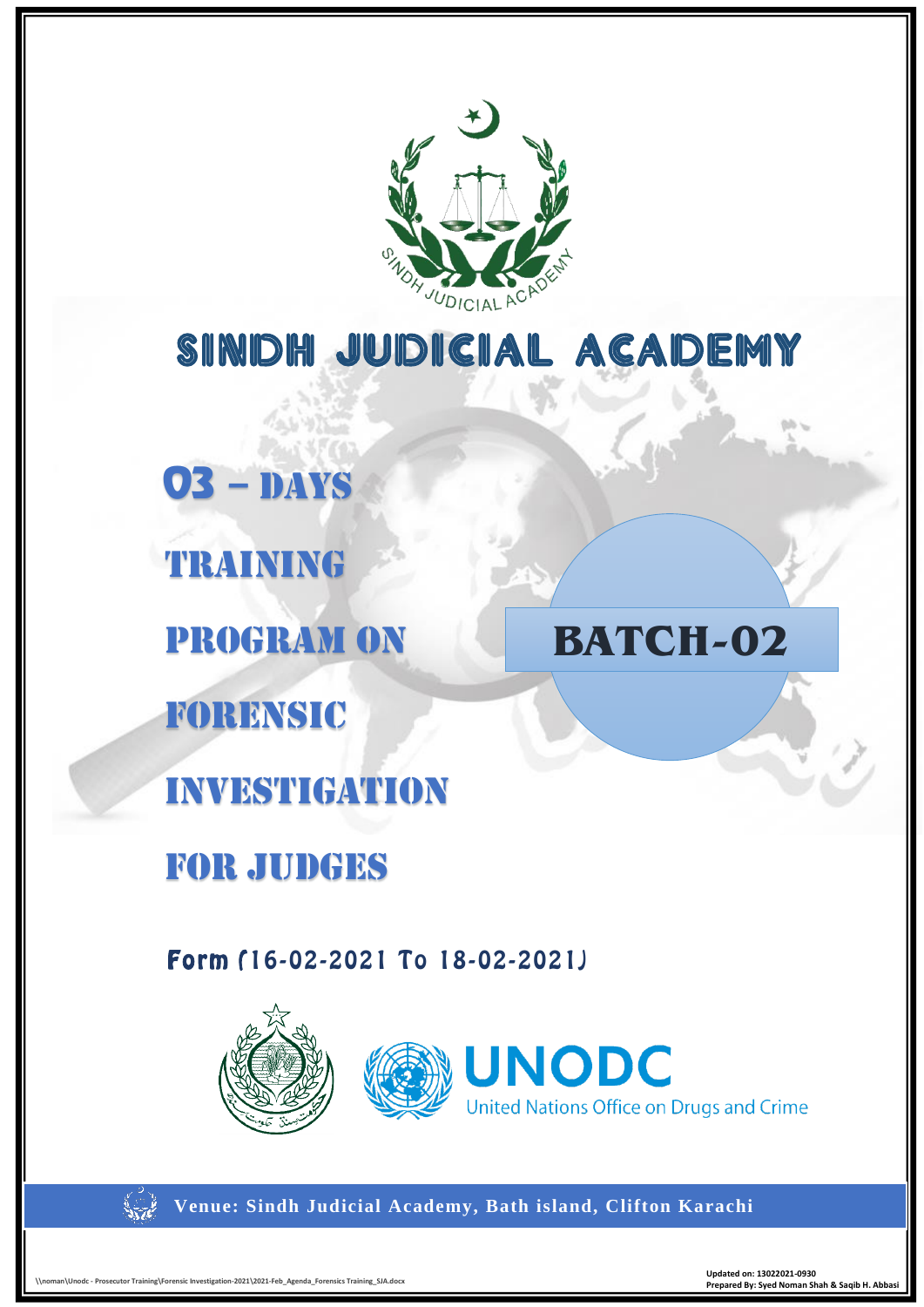# SINDH JUDICIAL ACADEMY

## 03 – DAYS TRAINING PROGRAM ON FORENSIC INVESTIGATION FOR JUDGES

**BATCH-02**

**Form (16-02-2021 To 18-02-2021)**

UNODC
United Nations Office on Drugs and Crime

**Venue: Sindh Judicial Academy, Bath island, Clifton Karachi**

\\noman\Unodc - Prosecutor Training\Forensic Investigation-2021\2021-Feb_Agenda_Forensics Training_SJA.docx

**Updated on: 13022021-0930**
**Prepared By: Syed Noman Shah & Saqib H. Abbasi**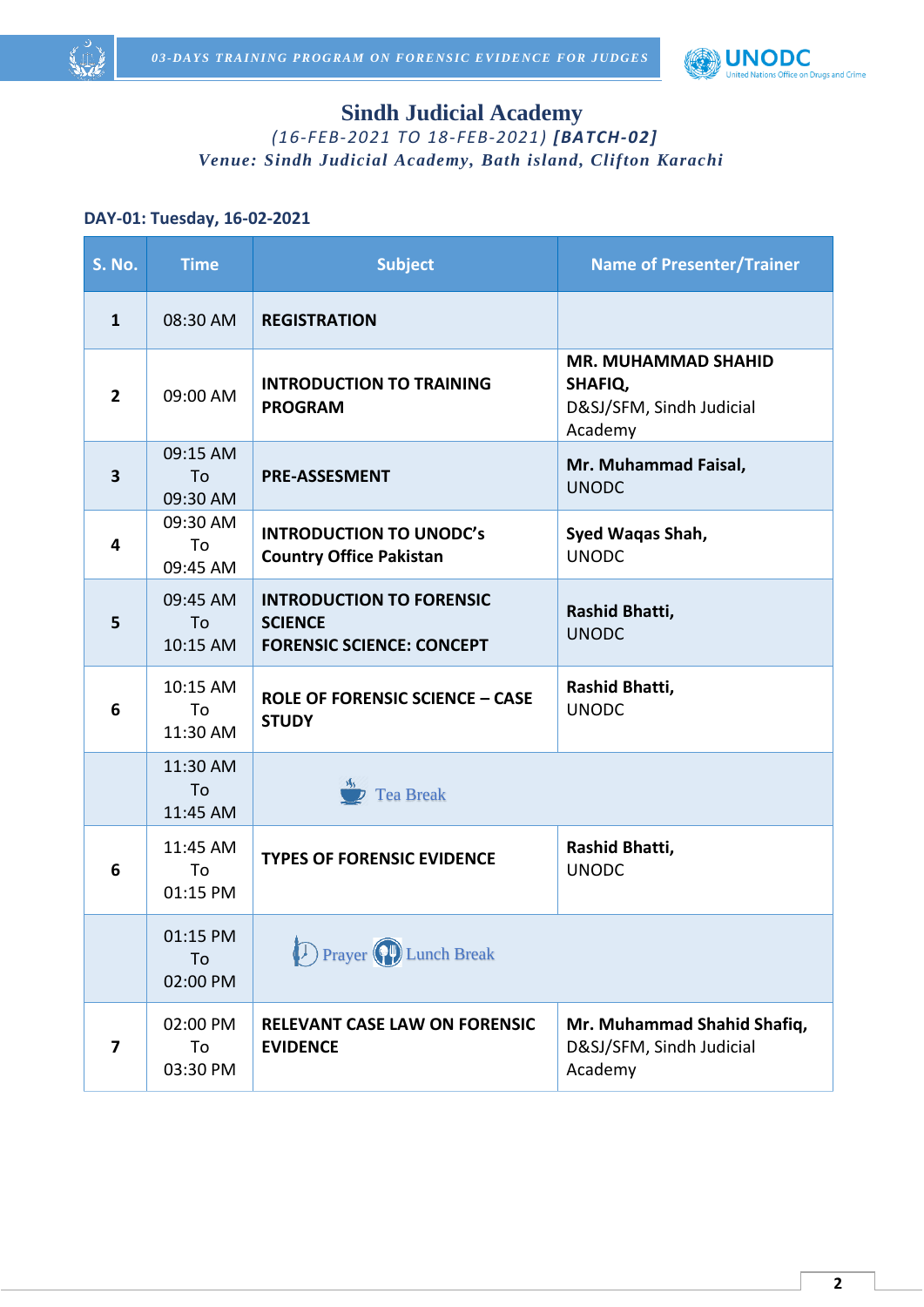# Sindh Judicial Academy

*(16-FEB-2021 TO 18-FEB-2021)* ***[BATCH-02]***

***Venue: Sindh Judicial Academy, Bath island, Clifton Karachi***

**DAY-01: Tuesday, 16-02-2021**

| S. No. | Time | Subject | Name of Presenter/Trainer |
|---|---|---|---|
| **1** | 08:30 AM | **REGISTRATION** | |
| **2** | 09:00 AM | **INTRODUCTION TO TRAINING PROGRAM** | **MR. MUHAMMAD SHAHID SHAFIQ,** D&SJ/SFM, Sindh Judicial Academy |
| **3** | 09:15 AM To 09:30 AM | **PRE-ASSESMENT** | **Mr. Muhammad Faisal,** UNODC |
| **4** | 09:30 AM To 09:45 AM | **INTRODUCTION TO UNODC's Country Office Pakistan** | **Syed Waqas Shah,** UNODC |
| **5** | 09:45 AM To 10:15 AM | **INTRODUCTION TO FORENSIC SCIENCE** **FORENSIC SCIENCE: CONCEPT** | **Rashid Bhatti,** UNODC |
| **6** | 10:15 AM To 11:30 AM | **ROLE OF FORENSIC SCIENCE – CASE STUDY** | **Rashid Bhatti,** UNODC |
| | 11:30 AM To 11:45 AM | Tea Break | |
| **6** | 11:45 AM To 01:15 PM | **TYPES OF FORENSIC EVIDENCE** | **Rashid Bhatti,** UNODC |
| | 01:15 PM To 02:00 PM | Prayer Lunch Break | |
| **7** | 02:00 PM To 03:30 PM | **RELEVANT CASE LAW ON FORENSIC EVIDENCE** | **Mr. Muhammad Shahid Shafiq,** D&SJ/SFM, Sindh Judicial Academy |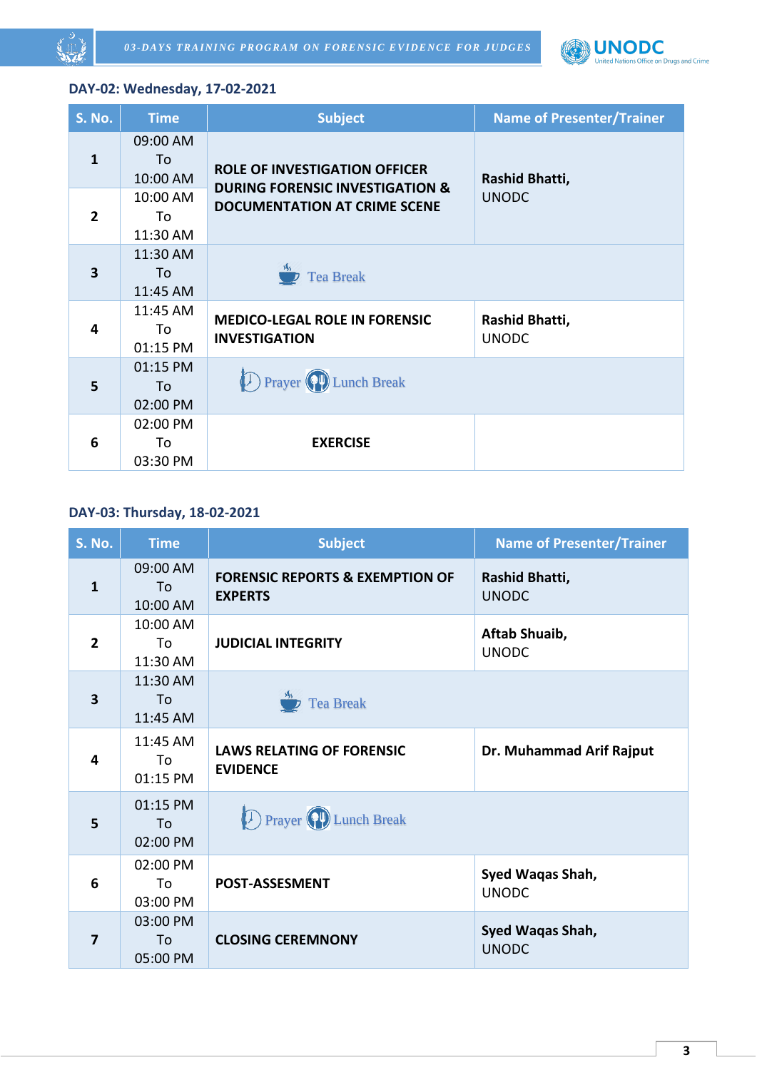### DAY-02: Wednesday, 17-02-2021

| S. No. | Time | Subject | Name of Presenter/Trainer |
|---|---|---|---|
| 1 | 09:00 AM To 10:00 AM | **ROLE OF INVESTIGATION OFFICER DURING FORENSIC INVESTIGATION & DOCUMENTATION AT CRIME SCENE** | **Rashid Bhatti,** UNODC |
| 2 | 10:00 AM To 11:30 AM | | |
| 3 | 11:30 AM To 11:45 AM | Tea Break | |
| 4 | 11:45 AM To 01:15 PM | **MEDICO-LEGAL ROLE IN FORENSIC INVESTIGATION** | **Rashid Bhatti,** UNODC |
| 5 | 01:15 PM To 02:00 PM | Prayer Lunch Break | |
| 6 | 02:00 PM To 03:30 PM | **EXERCISE** | |

### DAY-03: Thursday, 18-02-2021

| S. No. | Time | Subject | Name of Presenter/Trainer |
|---|---|---|---|
| 1 | 09:00 AM To 10:00 AM | **FORENSIC REPORTS & EXEMPTION OF EXPERTS** | **Rashid Bhatti,** UNODC |
| 2 | 10:00 AM To 11:30 AM | **JUDICIAL INTEGRITY** | **Aftab Shuaib,** UNODC |
| 3 | 11:30 AM To 11:45 AM | Tea Break | |
| 4 | 11:45 AM To 01:15 PM | **LAWS RELATING OF FORENSIC EVIDENCE** | **Dr. Muhammad Arif Rajput** |
| 5 | 01:15 PM To 02:00 PM | Prayer Lunch Break | |
| 6 | 02:00 PM To 03:00 PM | **POST-ASSESMENT** | **Syed Waqas Shah,** UNODC |
| 7 | 03:00 PM To 05:00 PM | **CLOSING CEREMNONY** | **Syed Waqas Shah,** UNODC |